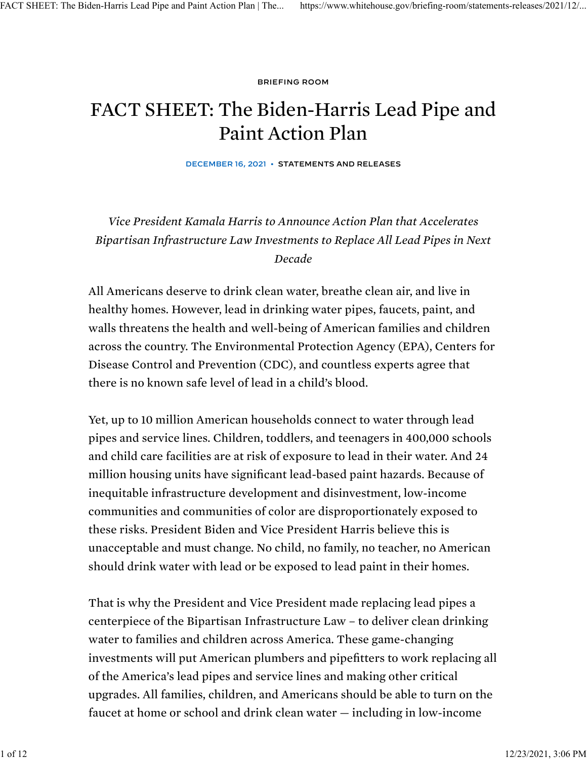BRIEFING ROOM

# FACT SHEET: The Biden-Harris Lead Pipe and Paint Action Plan

DECEMBER 16, 2021 • STATEMENTS AND RELEASES

*Vice President Kamala Harris to Announce Action Plan that Accelerates Bipartisan Infrastructure Law Investments to Replace All Lead Pipes in Next Decade*

All Americans deserve to drink clean water, breathe clean air, and live in healthy homes. However, lead in drinking water pipes, faucets, paint, and walls threatens the health and well-being of American families and children across the country. The Environmental Protection Agency (EPA), Centers for Disease Control and Prevention (CDC), and countless experts agree that there is no known safe level of lead in a child's blood.

Yet, up to 10 million American households connect to water through lead pipes and service lines. Children, toddlers, and teenagers in 400,000 schools and child care facilities are at risk of exposure to lead in their water. And 24 million housing units have significant lead-based paint hazards. Because of inequitable infrastructure development and disinvestment, low-income communities and communities of color are disproportionately exposed to these risks. President Biden and Vice President Harris believe this is unacceptable and must change. No child, no family, no teacher, no American should drink water with lead or be exposed to lead paint in their homes.

That is why the President and Vice President made replacing lead pipes a centerpiece of the Bipartisan Infrastructure Law – to deliver clean drinking water to families and children across America. These game-changing investments will put American plumbers and pipefitters to work replacing all of the America's lead pipes and service lines and making other critical upgrades. All families, children, and Americans should be able to turn on the faucet at home or school and drink clean water — including in low-income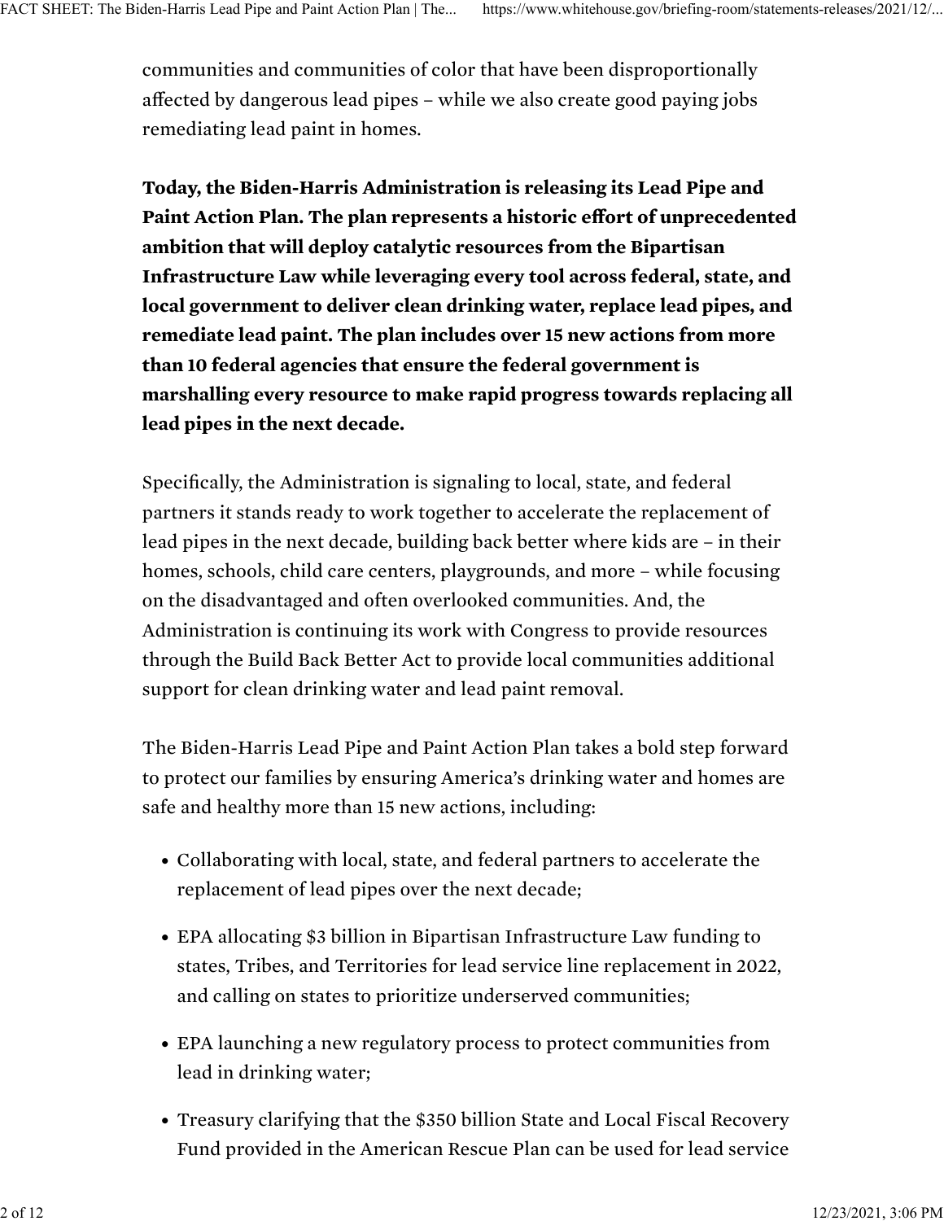communities and communities of color that have been disproportionally affected by dangerous lead pipes – while we also create good paying jobs remediating lead paint in homes.

**Today, the Biden-Harris Administration is releasing its Lead Pipe and Paint Action Plan. The plan represents a historic effort of unprecedented ambition that will deploy catalytic resources from the Bipartisan Infrastructure Law while leveraging every tool across federal, state, and local government to deliver clean drinking water, replace lead pipes, and remediate lead paint. The plan includes over 15 new actions from more than 10 federal agencies that ensure the federal government is marshalling every resource to make rapid progress towards replacing all lead pipes in the next decade.**

Specifically, the Administration is signaling to local, state, and federal partners it stands ready to work together to accelerate the replacement of lead pipes in the next decade, building back better where kids are – in their homes, schools, child care centers, playgrounds, and more – while focusing on the disadvantaged and often overlooked communities. And, the Administration is continuing its work with Congress to provide resources through the Build Back Better Act to provide local communities additional support for clean drinking water and lead paint removal.

The Biden-Harris Lead Pipe and Paint Action Plan takes a bold step forward to protect our families by ensuring America's drinking water and homes are safe and healthy more than 15 new actions, including:

- Collaborating with local, state, and federal partners to accelerate the replacement of lead pipes over the next decade;
- EPA allocating $3 billion in Bipartisan Infrastructure Law funding to states, Tribes, and Territories for lead service line replacement in 2022, and calling on states to prioritize underserved communities;
- EPA launching a new regulatory process to protect communities from lead in drinking water;
- Treasury clarifying that the $350 billion State and Local Fiscal Recovery Fund provided in the American Rescue Plan can be used for lead service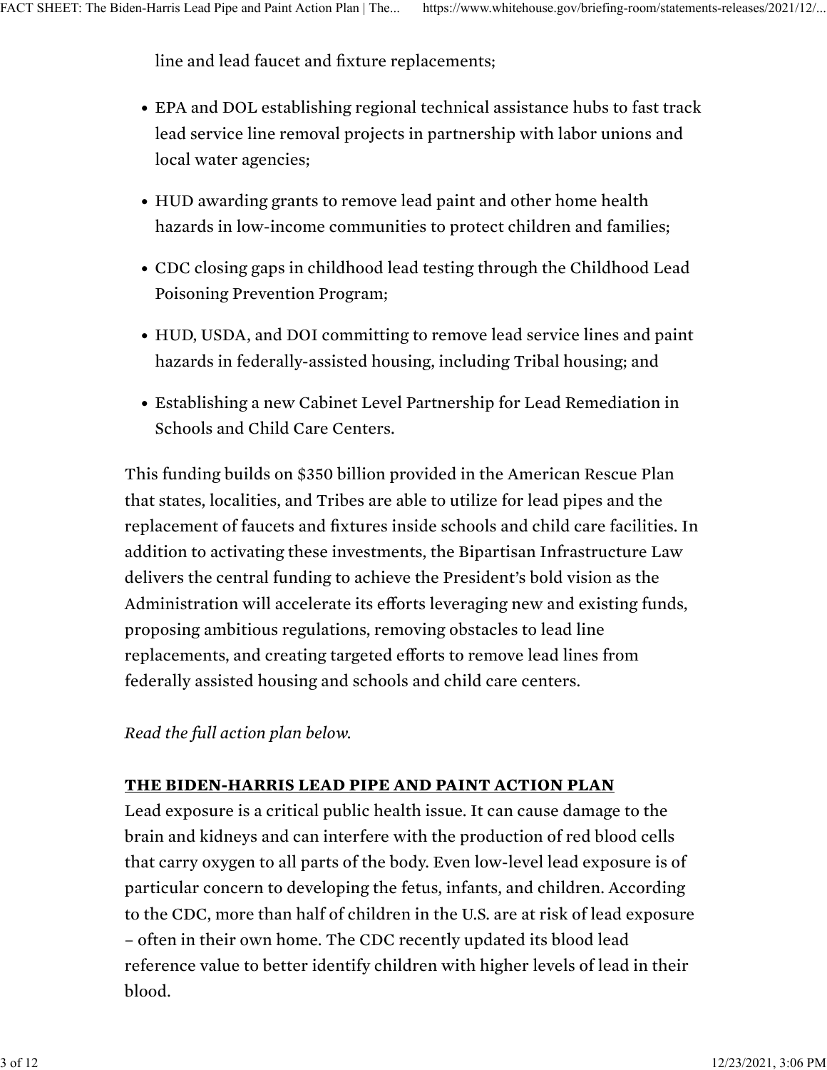line and lead faucet and fixture replacements;

- EPA and DOL establishing regional technical assistance hubs to fast track lead service line removal projects in partnership with labor unions and local water agencies;
- HUD awarding grants to remove lead paint and other home health hazards in low-income communities to protect children and families;
- CDC closing gaps in childhood lead testing through the Childhood Lead Poisoning Prevention Program;
- HUD, USDA, and DOI committing to remove lead service lines and paint hazards in federally-assisted housing, including Tribal housing; and
- Establishing a new Cabinet Level Partnership for Lead Remediation in Schools and Child Care Centers.

This funding builds on $350 billion provided in the American Rescue Plan that states, localities, and Tribes are able to utilize for lead pipes and the replacement of faucets and fixtures inside schools and child care facilities. In addition to activating these investments, the Bipartisan Infrastructure Law delivers the central funding to achieve the President's bold vision as the Administration will accelerate its efforts leveraging new and existing funds, proposing ambitious regulations, removing obstacles to lead line replacements, and creating targeted efforts to remove lead lines from federally assisted housing and schools and child care centers.

*Read the full action plan below.*

**THE BIDEN-HARRIS LEAD PIPE AND PAINT ACTION PLAN**

Lead exposure is a critical public health issue. It can cause damage to the brain and kidneys and can interfere with the production of red blood cells that carry oxygen to all parts of the body. Even low-level lead exposure is of particular concern to developing the fetus, infants, and children. According to the CDC, more than half of children in the U.S. are at risk of lead exposure – often in their own home. The CDC recently updated its blood lead reference value to better identify children with higher levels of lead in their blood.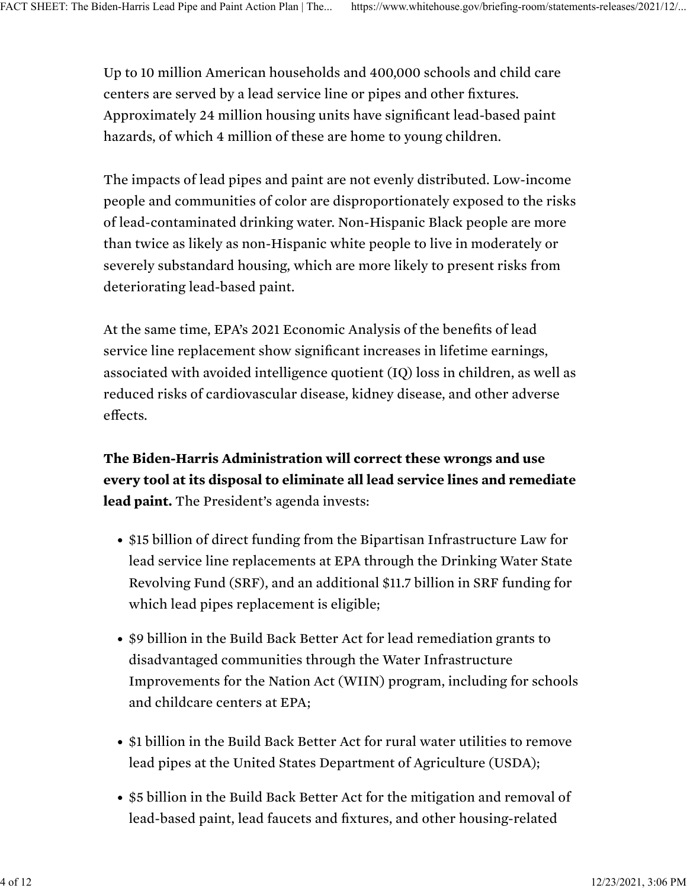Up to 10 million American households and 400,000 schools and child care centers are served by a lead service line or pipes and other fixtures. Approximately 24 million housing units have significant lead-based paint hazards, of which 4 million of these are home to young children.

The impacts of lead pipes and paint are not evenly distributed. Low-income people and communities of color are disproportionately exposed to the risks of lead-contaminated drinking water. Non-Hispanic Black people are more than twice as likely as non-Hispanic white people to live in moderately or severely substandard housing, which are more likely to present risks from deteriorating lead-based paint.

At the same time, EPA's 2021 Economic Analysis of the benefits of lead service line replacement show significant increases in lifetime earnings, associated with avoided intelligence quotient (IQ) loss in children, as well as reduced risks of cardiovascular disease, kidney disease, and other adverse effects.

**The Biden-Harris Administration will correct these wrongs and use every tool at its disposal to eliminate all lead service lines and remediate lead paint.** The President's agenda invests:

- $15 billion of direct funding from the Bipartisan Infrastructure Law for lead service line replacements at EPA through the Drinking Water State Revolving Fund (SRF), and an additional $11.7 billion in SRF funding for which lead pipes replacement is eligible;
- $9 billion in the Build Back Better Act for lead remediation grants to disadvantaged communities through the Water Infrastructure Improvements for the Nation Act (WIIN) program, including for schools and childcare centers at EPA;
- $1 billion in the Build Back Better Act for rural water utilities to remove lead pipes at the United States Department of Agriculture (USDA);
- $5 billion in the Build Back Better Act for the mitigation and removal of lead-based paint, lead faucets and fixtures, and other housing-related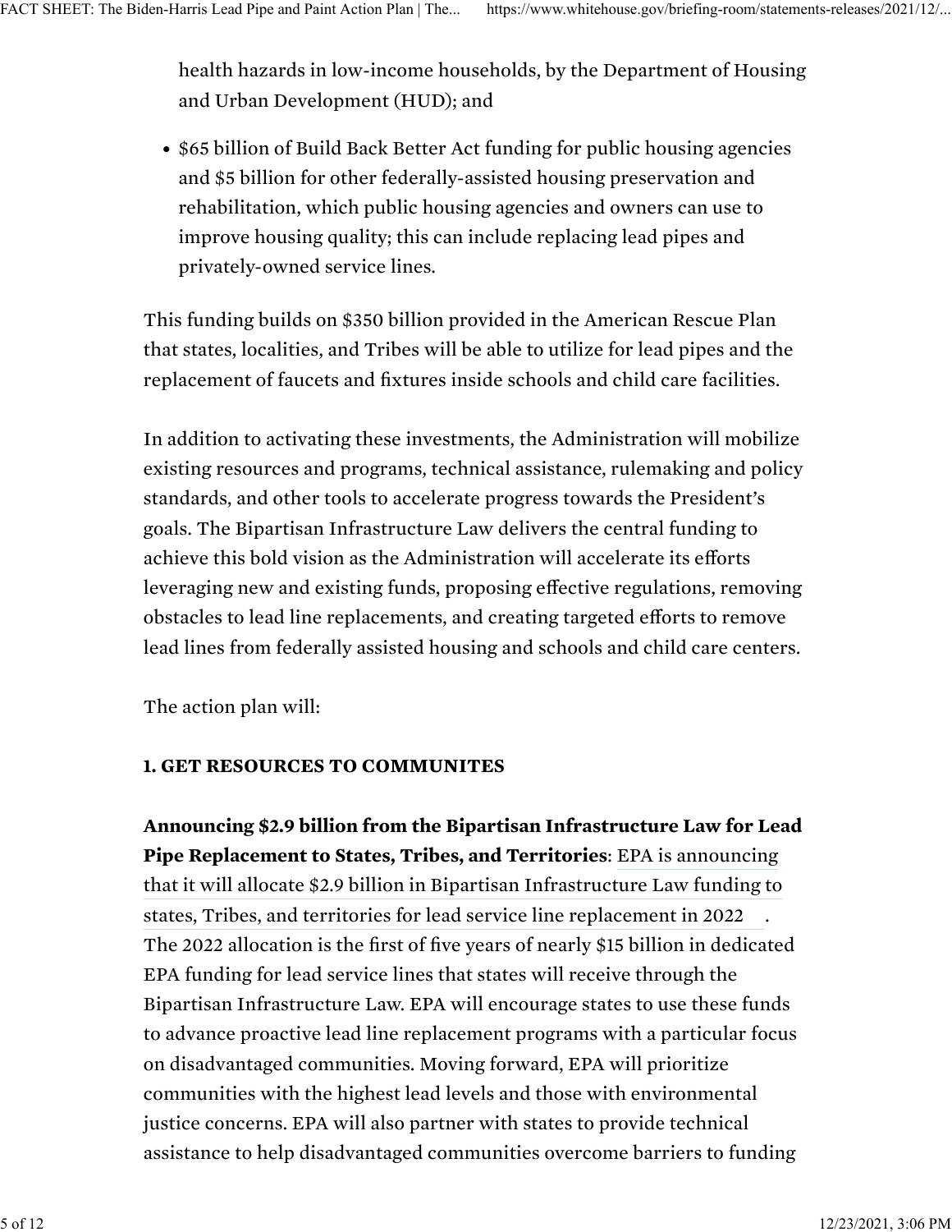health hazards in low-income households, by the Department of Housing and Urban Development (HUD); and

- $65 billion of Build Back Better Act funding for public housing agencies and $5 billion for other federally-assisted housing preservation and rehabilitation, which public housing agencies and owners can use to improve housing quality; this can include replacing lead pipes and privately-owned service lines.

This funding builds on $350 billion provided in the American Rescue Plan that states, localities, and Tribes will be able to utilize for lead pipes and the replacement of faucets and fixtures inside schools and child care facilities.

In addition to activating these investments, the Administration will mobilize existing resources and programs, technical assistance, rulemaking and policy standards, and other tools to accelerate progress towards the President's goals. The Bipartisan Infrastructure Law delivers the central funding to achieve this bold vision as the Administration will accelerate its efforts leveraging new and existing funds, proposing effective regulations, removing obstacles to lead line replacements, and creating targeted efforts to remove lead lines from federally assisted housing and schools and child care centers.

The action plan will:

**1. GET RESOURCES TO COMMUNITES**

**Announcing $2.9 billion from the Bipartisan Infrastructure Law for Lead Pipe Replacement to States, Tribes, and Territories**: EPA is announcing that it will allocate $2.9 billion in Bipartisan Infrastructure Law funding to states, Tribes, and territories for lead service line replacement in 2022. The 2022 allocation is the first of five years of nearly $15 billion in dedicated EPA funding for lead service lines that states will receive through the Bipartisan Infrastructure Law. EPA will encourage states to use these funds to advance proactive lead line replacement programs with a particular focus on disadvantaged communities. Moving forward, EPA will prioritize communities with the highest lead levels and those with environmental justice concerns. EPA will also partner with states to provide technical assistance to help disadvantaged communities overcome barriers to funding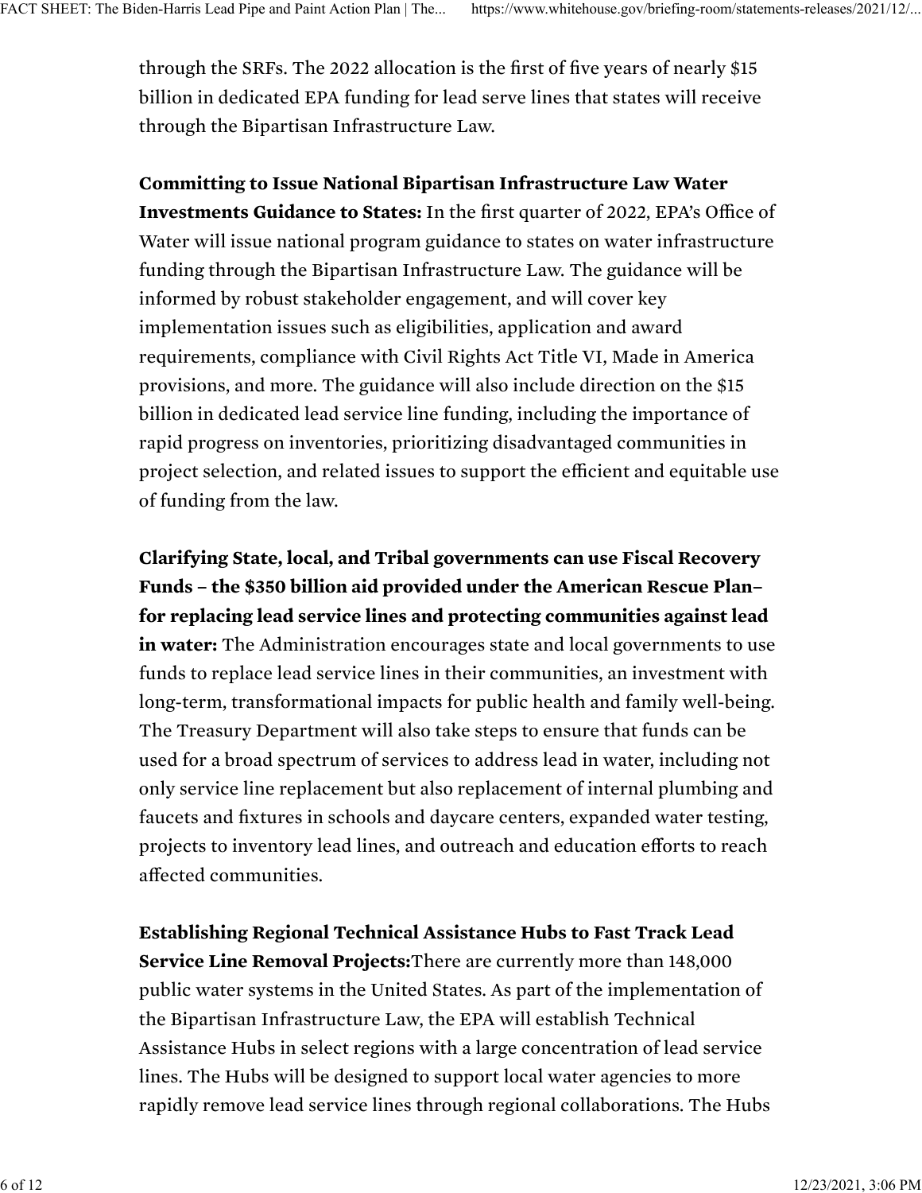through the SRFs. The 2022 allocation is the first of five years of nearly $15 billion in dedicated EPA funding for lead serve lines that states will receive through the Bipartisan Infrastructure Law.

**Committing to Issue National Bipartisan Infrastructure Law Water Investments Guidance to States:** In the first quarter of 2022, EPA's Office of Water will issue national program guidance to states on water infrastructure funding through the Bipartisan Infrastructure Law. The guidance will be informed by robust stakeholder engagement, and will cover key implementation issues such as eligibilities, application and award requirements, compliance with Civil Rights Act Title VI, Made in America provisions, and more. The guidance will also include direction on the $15 billion in dedicated lead service line funding, including the importance of rapid progress on inventories, prioritizing disadvantaged communities in project selection, and related issues to support the efficient and equitable use of funding from the law.

**Clarifying State, local, and Tribal governments can use Fiscal Recovery Funds – the $350 billion aid provided under the American Rescue Plan– for replacing lead service lines and protecting communities against lead in water:** The Administration encourages state and local governments to use funds to replace lead service lines in their communities, an investment with long-term, transformational impacts for public health and family well-being. The Treasury Department will also take steps to ensure that funds can be used for a broad spectrum of services to address lead in water, including not only service line replacement but also replacement of internal plumbing and faucets and fixtures in schools and daycare centers, expanded water testing, projects to inventory lead lines, and outreach and education efforts to reach affected communities.

**Establishing Regional Technical Assistance Hubs to Fast Track Lead Service Line Removal Projects:**There are currently more than 148,000 public water systems in the United States. As part of the implementation of the Bipartisan Infrastructure Law, the EPA will establish Technical Assistance Hubs in select regions with a large concentration of lead service lines. The Hubs will be designed to support local water agencies to more rapidly remove lead service lines through regional collaborations. The Hubs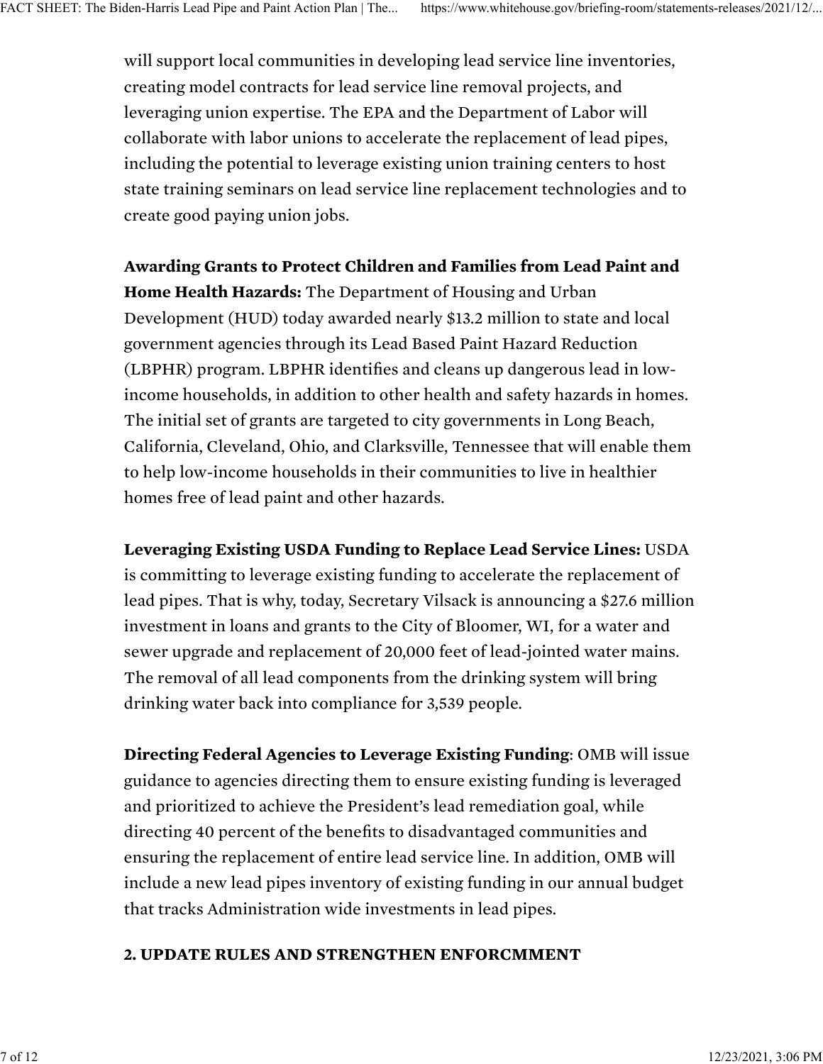will support local communities in developing lead service line inventories, creating model contracts for lead service line removal projects, and leveraging union expertise. The EPA and the Department of Labor will collaborate with labor unions to accelerate the replacement of lead pipes, including the potential to leverage existing union training centers to host state training seminars on lead service line replacement technologies and to create good paying union jobs.

**Awarding Grants to Protect Children and Families from Lead Paint and Home Health Hazards:** The Department of Housing and Urban Development (HUD) today awarded nearly $13.2 million to state and local government agencies through its Lead Based Paint Hazard Reduction (LBPHR) program. LBPHR identifies and cleans up dangerous lead in low-income households, in addition to other health and safety hazards in homes. The initial set of grants are targeted to city governments in Long Beach, California, Cleveland, Ohio, and Clarksville, Tennessee that will enable them to help low-income households in their communities to live in healthier homes free of lead paint and other hazards.

**Leveraging Existing USDA Funding to Replace Lead Service Lines:** USDA is committing to leverage existing funding to accelerate the replacement of lead pipes. That is why, today, Secretary Vilsack is announcing a $27.6 million investment in loans and grants to the City of Bloomer, WI, for a water and sewer upgrade and replacement of 20,000 feet of lead-jointed water mains. The removal of all lead components from the drinking system will bring drinking water back into compliance for 3,539 people.

**Directing Federal Agencies to Leverage Existing Funding**: OMB will issue guidance to agencies directing them to ensure existing funding is leveraged and prioritized to achieve the President's lead remediation goal, while directing 40 percent of the benefits to disadvantaged communities and ensuring the replacement of entire lead service line. In addition, OMB will include a new lead pipes inventory of existing funding in our annual budget that tracks Administration wide investments in lead pipes.

**2. UPDATE RULES AND STRENGTHEN ENFORCMMENT**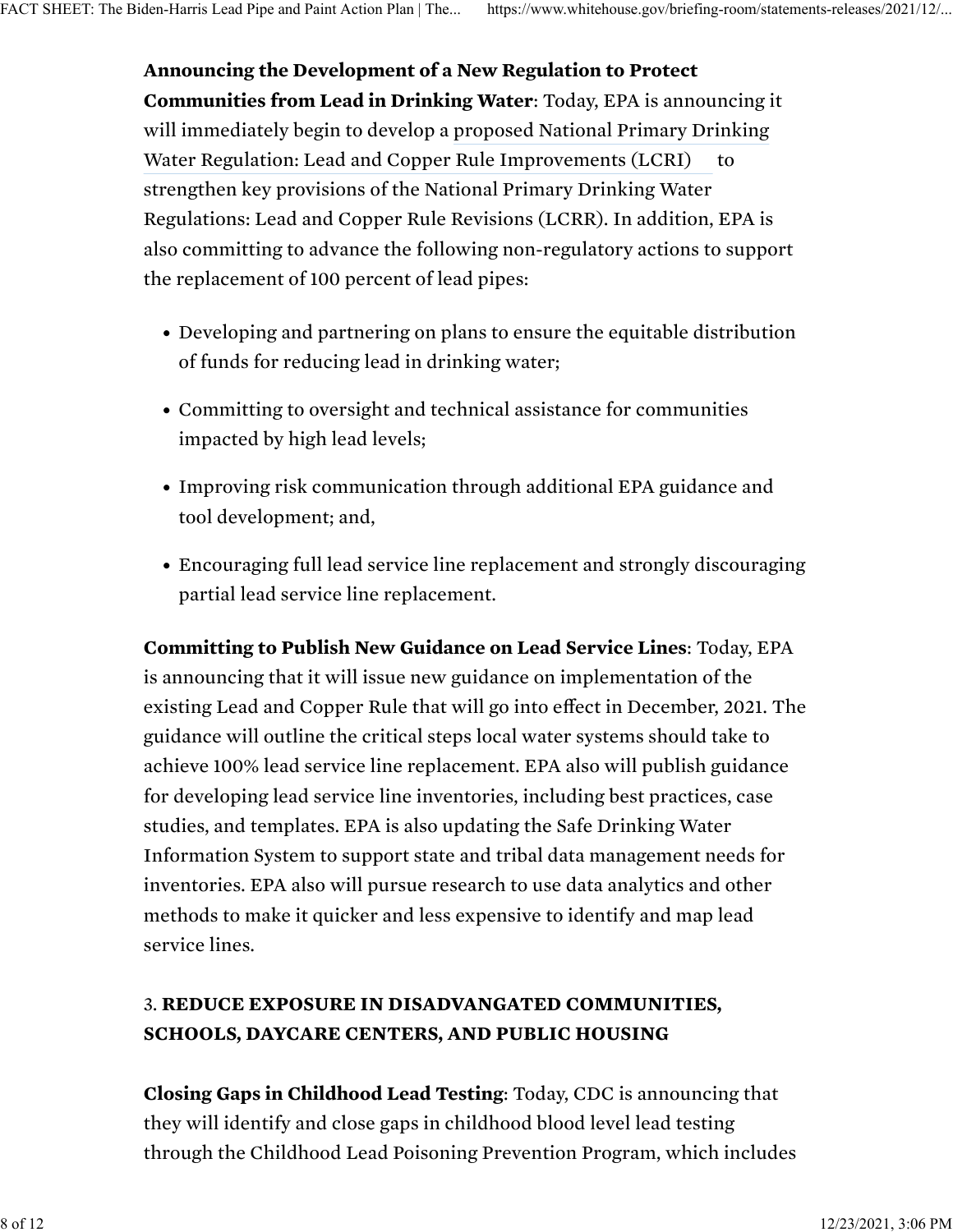**Announcing the Development of a New Regulation to Protect Communities from Lead in Drinking Water**: Today, EPA is announcing it will immediately begin to develop a proposed National Primary Drinking Water Regulation: Lead and Copper Rule Improvements (LCRI) to strengthen key provisions of the National Primary Drinking Water Regulations: Lead and Copper Rule Revisions (LCRR). In addition, EPA is also committing to advance the following non-regulatory actions to support the replacement of 100 percent of lead pipes:

- Developing and partnering on plans to ensure the equitable distribution of funds for reducing lead in drinking water;
- Committing to oversight and technical assistance for communities impacted by high lead levels;
- Improving risk communication through additional EPA guidance and tool development; and,
- Encouraging full lead service line replacement and strongly discouraging partial lead service line replacement.

**Committing to Publish New Guidance on Lead Service Lines**: Today, EPA is announcing that it will issue new guidance on implementation of the existing Lead and Copper Rule that will go into effect in December, 2021. The guidance will outline the critical steps local water systems should take to achieve 100% lead service line replacement. EPA also will publish guidance for developing lead service line inventories, including best practices, case studies, and templates. EPA is also updating the Safe Drinking Water Information System to support state and tribal data management needs for inventories. EPA also will pursue research to use data analytics and other methods to make it quicker and less expensive to identify and map lead service lines.

### 3. **REDUCE EXPOSURE IN DISADVANGATED COMMUNITIES, SCHOOLS, DAYCARE CENTERS, AND PUBLIC HOUSING**

**Closing Gaps in Childhood Lead Testing**: Today, CDC is announcing that they will identify and close gaps in childhood blood level lead testing through the Childhood Lead Poisoning Prevention Program, which includes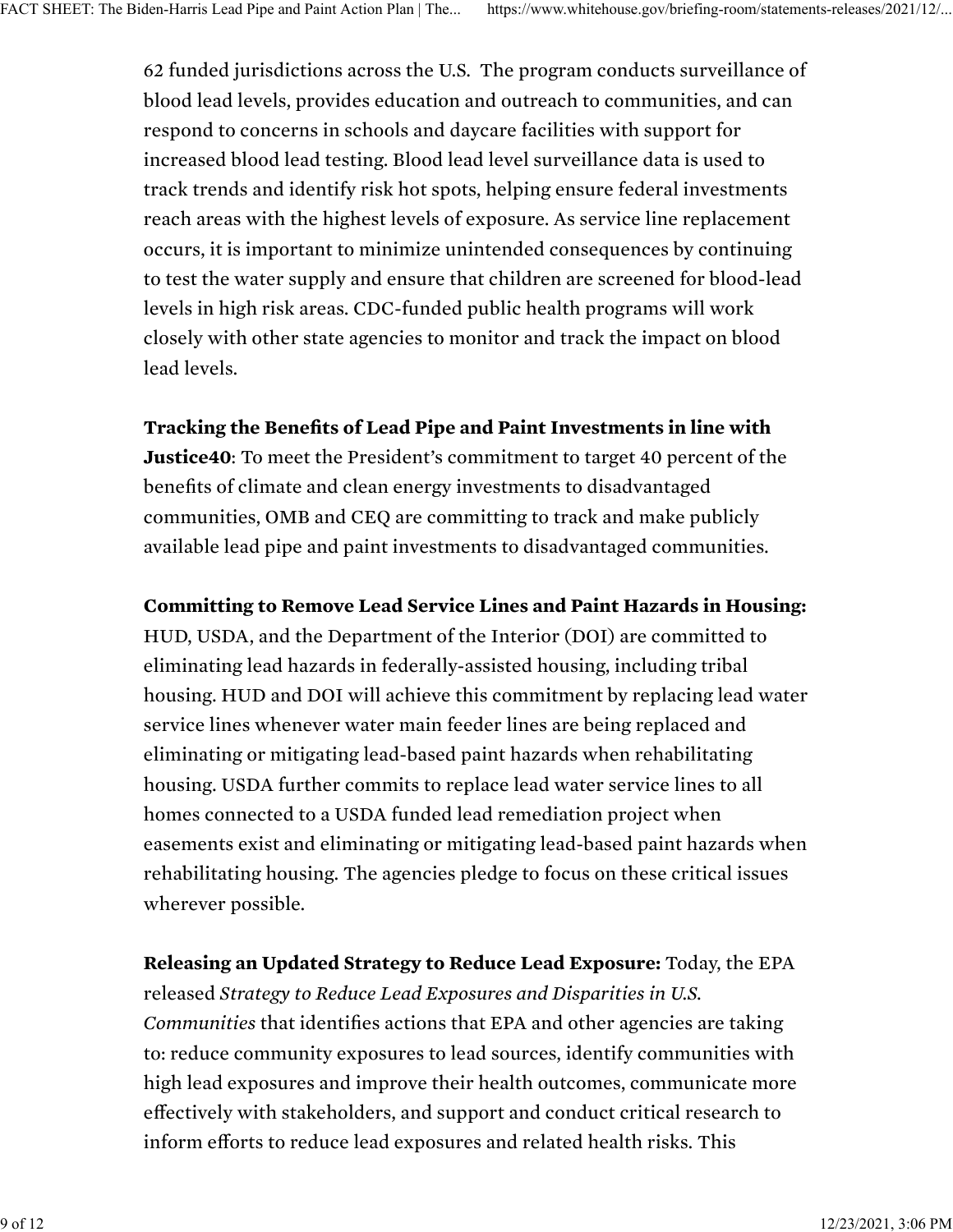62 funded jurisdictions across the U.S. The program conducts surveillance of blood lead levels, provides education and outreach to communities, and can respond to concerns in schools and daycare facilities with support for increased blood lead testing. Blood lead level surveillance data is used to track trends and identify risk hot spots, helping ensure federal investments reach areas with the highest levels of exposure. As service line replacement occurs, it is important to minimize unintended consequences by continuing to test the water supply and ensure that children are screened for blood-lead levels in high risk areas. CDC-funded public health programs will work closely with other state agencies to monitor and track the impact on blood lead levels.

**Tracking the Benefits of Lead Pipe and Paint Investments in line with Justice40**: To meet the President's commitment to target 40 percent of the benefits of climate and clean energy investments to disadvantaged communities, OMB and CEQ are committing to track and make publicly available lead pipe and paint investments to disadvantaged communities.

**Committing to Remove Lead Service Lines and Paint Hazards in Housing:** HUD, USDA, and the Department of the Interior (DOI) are committed to eliminating lead hazards in federally-assisted housing, including tribal housing. HUD and DOI will achieve this commitment by replacing lead water service lines whenever water main feeder lines are being replaced and eliminating or mitigating lead-based paint hazards when rehabilitating housing. USDA further commits to replace lead water service lines to all homes connected to a USDA funded lead remediation project when easements exist and eliminating or mitigating lead-based paint hazards when rehabilitating housing. The agencies pledge to focus on these critical issues wherever possible.

**Releasing an Updated Strategy to Reduce Lead Exposure:** Today, the EPA released *Strategy to Reduce Lead Exposures and Disparities in U.S. Communities* that identifies actions that EPA and other agencies are taking to: reduce community exposures to lead sources, identify communities with high lead exposures and improve their health outcomes, communicate more effectively with stakeholders, and support and conduct critical research to inform efforts to reduce lead exposures and related health risks. This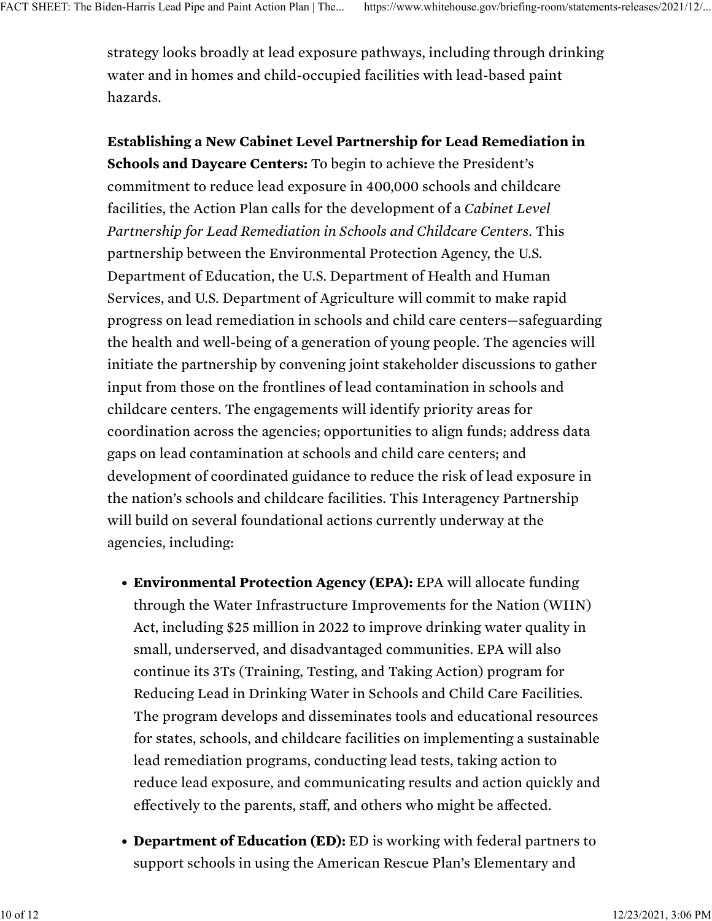strategy looks broadly at lead exposure pathways, including through drinking water and in homes and child-occupied facilities with lead-based paint hazards.

**Establishing a New Cabinet Level Partnership for Lead Remediation in Schools and Daycare Centers:** To begin to achieve the President's commitment to reduce lead exposure in 400,000 schools and childcare facilities, the Action Plan calls for the development of a *Cabinet Level Partnership for Lead Remediation in Schools and Childcare Centers*. This partnership between the Environmental Protection Agency, the U.S. Department of Education, the U.S. Department of Health and Human Services, and U.S. Department of Agriculture will commit to make rapid progress on lead remediation in schools and child care centers—safeguarding the health and well-being of a generation of young people. The agencies will initiate the partnership by convening joint stakeholder discussions to gather input from those on the frontlines of lead contamination in schools and childcare centers. The engagements will identify priority areas for coordination across the agencies; opportunities to align funds; address data gaps on lead contamination at schools and child care centers; and development of coordinated guidance to reduce the risk of lead exposure in the nation's schools and childcare facilities. This Interagency Partnership will build on several foundational actions currently underway at the agencies, including:

- **Environmental Protection Agency (EPA):** EPA will allocate funding through the Water Infrastructure Improvements for the Nation (WIIN) Act, including $25 million in 2022 to improve drinking water quality in small, underserved, and disadvantaged communities. EPA will also continue its 3Ts (Training, Testing, and Taking Action) program for Reducing Lead in Drinking Water in Schools and Child Care Facilities. The program develops and disseminates tools and educational resources for states, schools, and childcare facilities on implementing a sustainable lead remediation programs, conducting lead tests, taking action to reduce lead exposure, and communicating results and action quickly and effectively to the parents, staff, and others who might be affected.
- **Department of Education (ED):** ED is working with federal partners to support schools in using the American Rescue Plan's Elementary and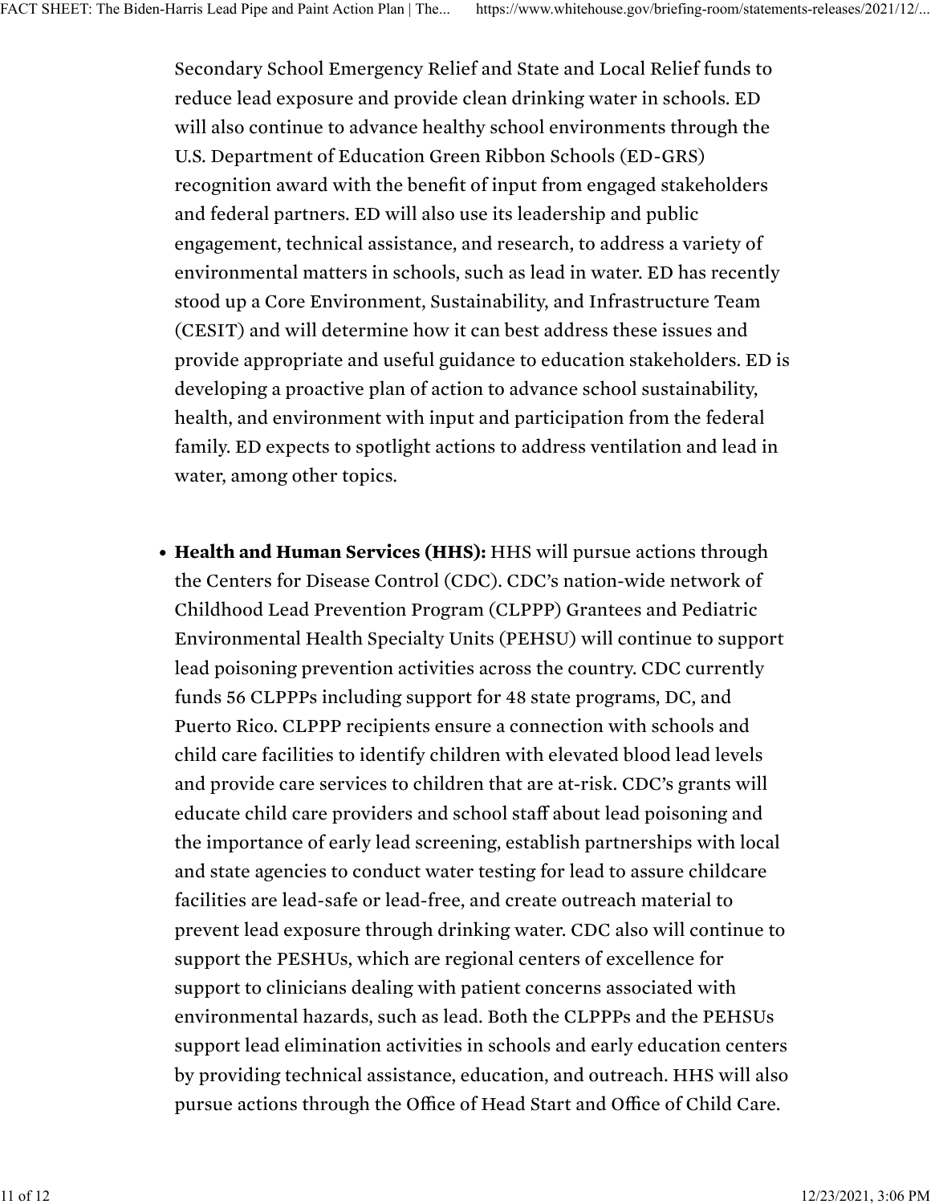Secondary School Emergency Relief and State and Local Relief funds to reduce lead exposure and provide clean drinking water in schools. ED will also continue to advance healthy school environments through the U.S. Department of Education Green Ribbon Schools (ED-GRS) recognition award with the benefit of input from engaged stakeholders and federal partners. ED will also use its leadership and public engagement, technical assistance, and research, to address a variety of environmental matters in schools, such as lead in water. ED has recently stood up a Core Environment, Sustainability, and Infrastructure Team (CESIT) and will determine how it can best address these issues and provide appropriate and useful guidance to education stakeholders. ED is developing a proactive plan of action to advance school sustainability, health, and environment with input and participation from the federal family. ED expects to spotlight actions to address ventilation and lead in water, among other topics.

- **Health and Human Services (HHS):** HHS will pursue actions through the Centers for Disease Control (CDC). CDC's nation-wide network of Childhood Lead Prevention Program (CLPPP) Grantees and Pediatric Environmental Health Specialty Units (PEHSU) will continue to support lead poisoning prevention activities across the country. CDC currently funds 56 CLPPPs including support for 48 state programs, DC, and Puerto Rico. CLPPP recipients ensure a connection with schools and child care facilities to identify children with elevated blood lead levels and provide care services to children that are at-risk. CDC's grants will educate child care providers and school staff about lead poisoning and the importance of early lead screening, establish partnerships with local and state agencies to conduct water testing for lead to assure childcare facilities are lead-safe or lead-free, and create outreach material to prevent lead exposure through drinking water. CDC also will continue to support the PESHUs, which are regional centers of excellence for support to clinicians dealing with patient concerns associated with environmental hazards, such as lead. Both the CLPPPs and the PEHSUs support lead elimination activities in schools and early education centers by providing technical assistance, education, and outreach. HHS will also pursue actions through the Office of Head Start and Office of Child Care.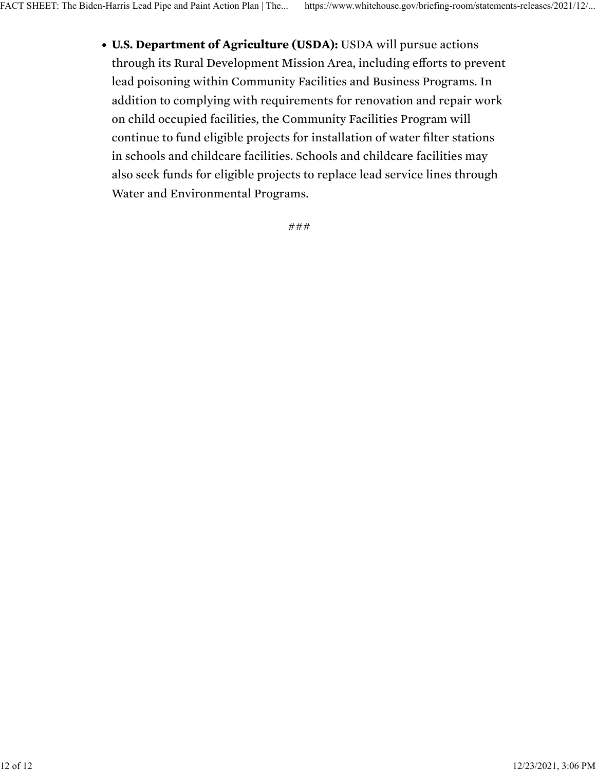- **U.S. Department of Agriculture (USDA):** USDA will pursue actions through its Rural Development Mission Area, including efforts to prevent lead poisoning within Community Facilities and Business Programs. In addition to complying with requirements for renovation and repair work on child occupied facilities, the Community Facilities Program will continue to fund eligible projects for installation of water filter stations in schools and childcare facilities. Schools and childcare facilities may also seek funds for eligible projects to replace lead service lines through Water and Environmental Programs.

###